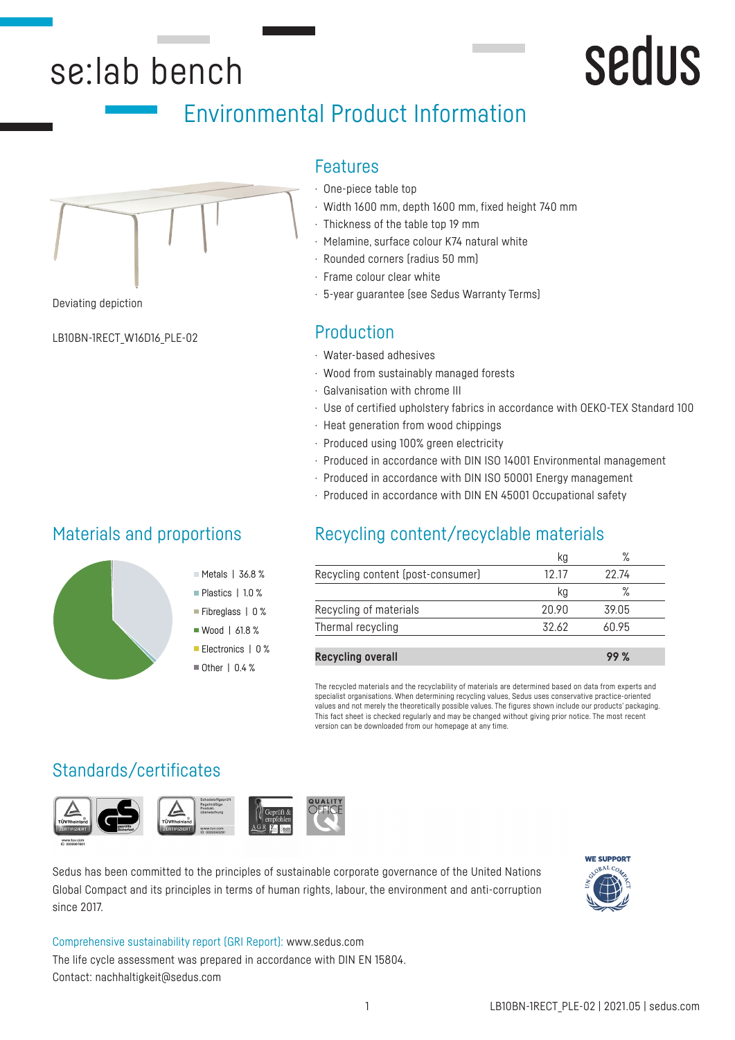# se:lab bench

sedus

## Environmental Product Information

Deviating depiction

LB10BN-1RECT_W16D16_PLE-02

### Features

- One-piece table top
- Width 1600 mm, depth 1600 mm, fixed height 740 mm
- Thickness of the table top 19 mm
- Melamine, surface colour K74 natural white
- Rounded corners (radius 50 mm)
- Frame colour clear white
- 5-year guarantee (see Sedus Warranty Terms)

### Production

- Water-based adhesives
- Wood from sustainably managed forests
- Galvanisation with chrome III
- Use of certified upholstery fabrics in accordance with OEKO-TEX Standard 100
- Heat generation from wood chippings
- Produced using 100% green electricity
- Produced in accordance with DIN ISO 14001 Environmental management
- Produced in accordance with DIN ISO 50001 Energy management
- Produced in accordance with DIN EN 45001 Occupational safety

### Materials and proportions

- Metals | 36.8 %
- Plastics | 1.0 %
- Fibreglass | 0 %
- Wood | 61.8 %
- Electronics | 0 %
- Other | 0.4 %

### Recycling content/recyclable materials

| | kg | % |
|---|---|---|
| Recycling content (post-consumer) | 12.17 | 22.74 |
| | kg | % |
| Recycling of materials | 20.90 | 39.05 |
| Thermal recycling | 32.62 | 60.95 |
| **Recycling overall** | | **99 %** |

The recycled materials and the recyclability of materials are determined based on data from experts and specialist organisations. When determining recycling values, Sedus uses conservative practice-oriented values and not merely the theoretically possible values. The figures shown include our products' packaging. This fact sheet is checked regularly and may be changed without giving prior notice. The most recent version can be downloaded from our homepage at any time.

### Standards/certificates

Sedus has been committed to the principles of sustainable corporate governance of the United Nations Global Compact and its principles in terms of human rights, labour, the environment and anti-corruption since 2017.

WE SUPPORT

Comprehensive sustainability report (GRI Report): www.sedus.com

The life cycle assessment was prepared in accordance with DIN EN 15804.

Contact: nachhaltigkeit@sedus.com

LB10BN-1RECT_PLE-02 | 2021.05 | sedus.com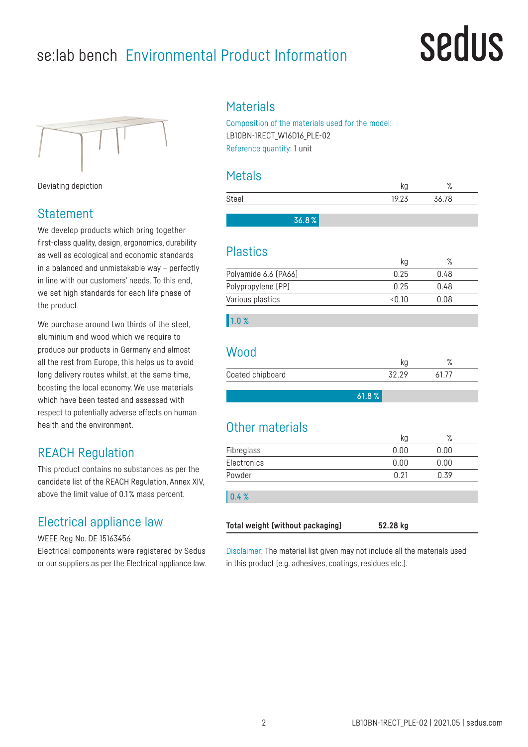# se:lab bench Environmental Product Information

sedus

Deviating depiction

## Statement

We develop products which bring together first-class quality, design, ergonomics, durability as well as ecological and economic standards in a balanced and unmistakable way – perfectly in line with our customers' needs. To this end, we set high standards for each life phase of the product.

We purchase around two thirds of the steel, aluminium and wood which we require to produce our products in Germany and almost all the rest from Europe, this helps us to avoid long delivery routes whilst, at the same time, boosting the local economy. We use materials which have been tested and assessed with respect to potentially adverse effects on human health and the environment.

## REACH Regulation

This product contains no substances as per the candidate list of the REACH Regulation, Annex XIV, above the limit value of 0.1 % mass percent.

## Electrical appliance law

WEEE Reg No. DE 15163456

Electrical components were registered by Sedus or our suppliers as per the Electrical appliance law.

## Materials

Composition of the materials used for the model: LB10BN-1RECT_W16D16_PLE-02

Reference quantity: 1 unit

### Metals

| | kg | % |
|---|---|---|
| Steel | 19.23 | 36.78 |

36.8 %

### Plastics

| | kg | % |
|---|---|---|
| Polyamide 6.6 (PA66) | 0.25 | 0.48 |
| Polypropylene (PP) | 0.25 | 0.48 |
| Various plastics | <0.10 | 0.08 |

1.0 %

### Wood

| | kg | % |
|---|---|---|
| Coated chipboard | 32.29 | 61.77 |

61.8 %

### Other materials

| | kg | % |
|---|---|---|
| Fibreglass | 0.00 | 0.00 |
| Electronics | 0.00 | 0.00 |
| Powder | 0.21 | 0.39 |

0.4 %

**Total weight (without packaging)** **52.28 kg**

Disclaimer: The material list given may not include all the materials used in this product (e.g. adhesives, coatings, residues etc.).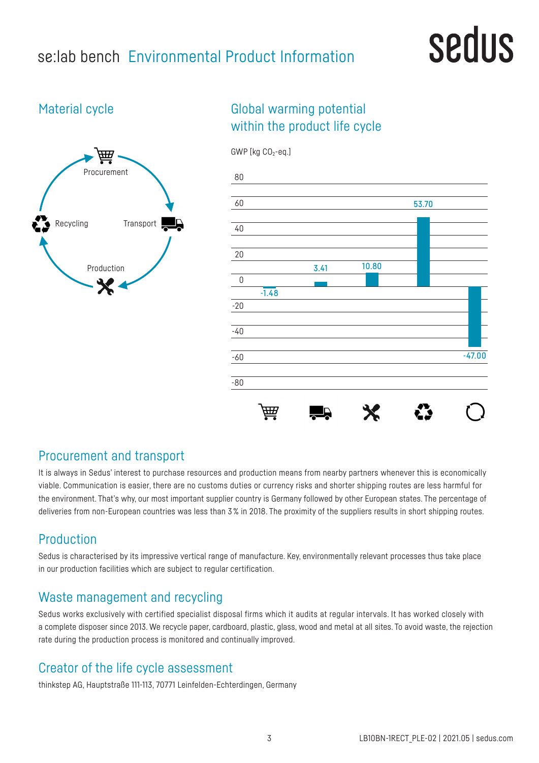# se:lab bench Environmental Product Information

## Material cycle

Procurement

Transport

Production

Recycling

## Global warming potential within the product life cycle

GWP [kg $CO_2$-eq.]

| Procurement | Transport | Production | Recycling | Total |
|---|---|---|---|---|
| -1.48 | 3.41 | 10.80 | 53.70 | -47.00 |

## Procurement and transport

It is always in Sedus' interest to purchase resources and production means from nearby partners whenever this is economically viable. Communication is easier, there are no customs duties or currency risks and shorter shipping routes are less harmful for the environment. That's why, our most important supplier country is Germany followed by other European states. The percentage of deliveries from non-European countries was less than 3 % in 2018. The proximity of the suppliers results in short shipping routes.

## Production

Sedus is characterised by its impressive vertical range of manufacture. Key, environmentally relevant processes thus take place in our production facilities which are subject to regular certification.

## Waste management and recycling

Sedus works exclusively with certified specialist disposal firms which it audits at regular intervals. It has worked closely with a complete disposer since 2013. We recycle paper, cardboard, plastic, glass, wood and metal at all sites. To avoid waste, the rejection rate during the production process is monitored and continually improved.

## Creator of the life cycle assessment

thinkstep AG, Hauptstraße 111-113, 70771 Leinfelden-Echterdingen, Germany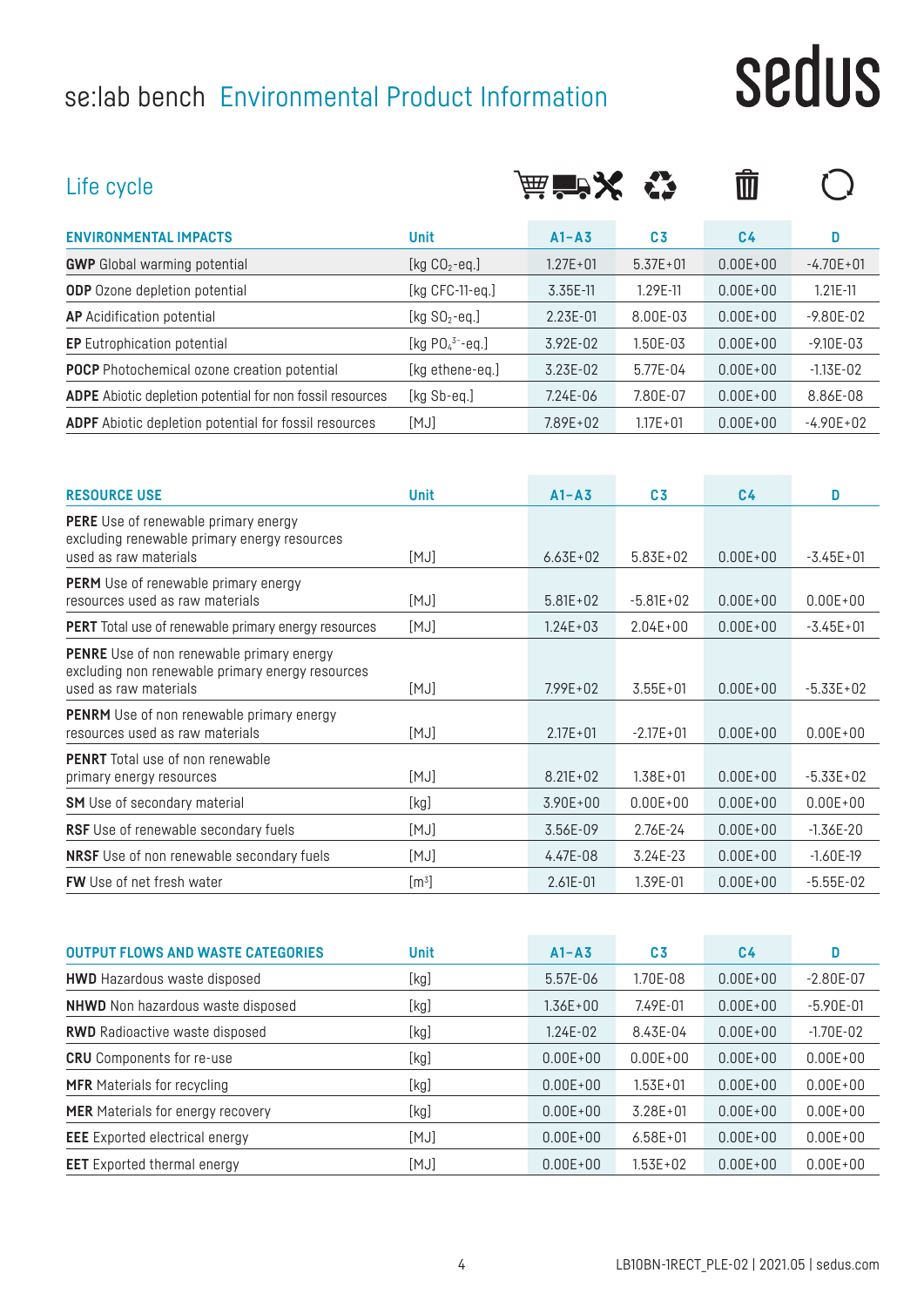# se:lab bench Environmental Product Information

sedus

## Life cycle

| ENVIRONMENTAL IMPACTS | Unit | A1–A3 | C3 | C4 | D |
|---|---|---|---|---|---|
| **GWP** Global warming potential | [kg $CO_2$-eq.] | 1.27E+01 | 5.37E+01 | 0.00E+00 | -4.70E+01 |
| **ODP** Ozone depletion potential | [kg CFC-11-eq.] | 3.35E-11 | 1.29E-11 | 0.00E+00 | 1.21E-11 |
| **AP** Acidification potential | [kg $SO_2$-eq.] | 2.23E-01 | 8.00E-03 | 0.00E+00 | -9.80E-02 |
| **EP** Eutrophication potential | [kg $PO_4^{3-}$-eq.] | 3.92E-02 | 1.50E-03 | 0.00E+00 | -9.10E-03 |
| **POCP** Photochemical ozone creation potential | [kg ethene-eq.] | 3.23E-02 | 5.77E-04 | 0.00E+00 | -1.13E-02 |
| **ADPE** Abiotic depletion potential for non fossil resources | [kg Sb-eq.] | 7.24E-06 | 7.80E-07 | 0.00E+00 | 8.86E-08 |
| **ADPF** Abiotic depletion potential for fossil resources | [MJ] | 7.89E+02 | 1.17E+01 | 0.00E+00 | -4.90E+02 |

| RESOURCE USE | Unit | A1–A3 | C3 | C4 | D |
|---|---|---|---|---|---|
| **PERE** Use of renewable primary energy excluding renewable primary energy resources used as raw materials | [MJ] | 6.63E+02 | 5.83E+02 | 0.00E+00 | -3.45E+01 |
| **PERM** Use of renewable primary energy resources used as raw materials | [MJ] | 5.81E+02 | -5.81E+02 | 0.00E+00 | 0.00E+00 |
| **PERT** Total use of renewable primary energy resources | [MJ] | 1.24E+03 | 2.04E+00 | 0.00E+00 | -3.45E+01 |
| **PENRE** Use of non renewable primary energy excluding non renewable primary energy resources used as raw materials | [MJ] | 7.99E+02 | 3.55E+01 | 0.00E+00 | -5.33E+02 |
| **PENRM** Use of non renewable primary energy resources used as raw materials | [MJ] | 2.17E+01 | -2.17E+01 | 0.00E+00 | 0.00E+00 |
| **PENRT** Total use of non renewable primary energy resources | [MJ] | 8.21E+02 | 1.38E+01 | 0.00E+00 | -5.33E+02 |
| **SM** Use of secondary material | [kg] | 3.90E+00 | 0.00E+00 | 0.00E+00 | 0.00E+00 |
| **RSF** Use of renewable secondary fuels | [MJ] | 3.56E-09 | 2.76E-24 | 0.00E+00 | -1.36E-20 |
| **NRSF** Use of non renewable secondary fuels | [MJ] | 4.47E-08 | 3.24E-23 | 0.00E+00 | -1.60E-19 |
| **FW** Use of net fresh water | [$m^3$] | 2.61E-01 | 1.39E-01 | 0.00E+00 | -5.55E-02 |

| OUTPUT FLOWS AND WASTE CATEGORIES | Unit | A1–A3 | C3 | C4 | D |
|---|---|---|---|---|---|
| **HWD** Hazardous waste disposed | [kg] | 5.57E-06 | 1.70E-08 | 0.00E+00 | -2.80E-07 |
| **NHWD** Non hazardous waste disposed | [kg] | 1.36E+00 | 7.49E-01 | 0.00E+00 | -5.90E-01 |
| **RWD** Radioactive waste disposed | [kg] | 1.24E-02 | 8.43E-04 | 0.00E+00 | -1.70E-02 |
| **CRU** Components for re-use | [kg] | 0.00E+00 | 0.00E+00 | 0.00E+00 | 0.00E+00 |
| **MFR** Materials for recycling | [kg] | 0.00E+00 | 1.53E+01 | 0.00E+00 | 0.00E+00 |
| **MER** Materials for energy recovery | [kg] | 0.00E+00 | 3.28E+01 | 0.00E+00 | 0.00E+00 |
| **EEE** Exported electrical energy | [MJ] | 0.00E+00 | 6.58E+01 | 0.00E+00 | 0.00E+00 |
| **EET** Exported thermal energy | [MJ] | 0.00E+00 | 1.53E+02 | 0.00E+00 | 0.00E+00 |

LB10BN-1RECT_PLE-02 | 2021.05 | sedus.com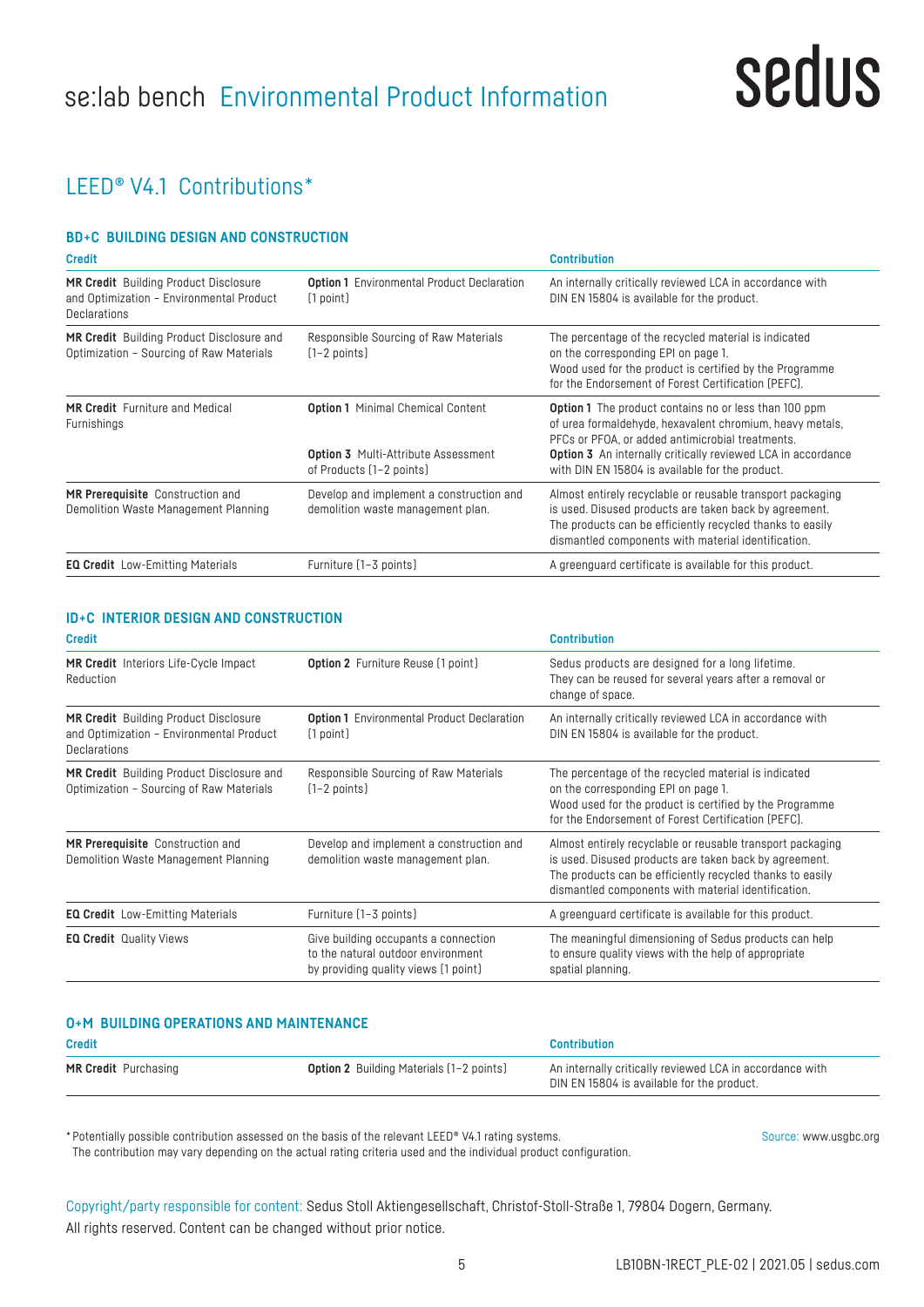# se:lab bench Environmental Product Information

## LEED® V4.1 Contributions*

### BD+C BUILDING DESIGN AND CONSTRUCTION

| Credit | | Contribution |
|---|---|---|
| **MR Credit** Building Product Disclosure and Optimization – Environmental Product Declarations | **Option 1** Environmental Product Declaration (1 point) | An internally critically reviewed LCA in accordance with DIN EN 15804 is available for the product. |
| **MR Credit** Building Product Disclosure and Optimization – Sourcing of Raw Materials | Responsible Sourcing of Raw Materials (1–2 points) | The percentage of the recycled material is indicated on the corresponding EPI on page 1. Wood used for the product is certified by the Programme for the Endorsement of Forest Certification (PEFC). |
| **MR Credit** Furniture and Medical Furnishings | **Option 1** Minimal Chemical Content<br><br>**Option 3** Multi-Attribute Assessment of Products (1–2 points) | **Option 1** The product contains no or less than 100 ppm of urea formaldehyde, hexavalent chromium, heavy metals, PFCs or PFOA, or added antimicrobial treatments.<br>**Option 3** An internally critically reviewed LCA in accordance with DIN EN 15804 is available for the product. |
| **MR Prerequisite** Construction and Demolition Waste Management Planning | Develop and implement a construction and demolition waste management plan. | Almost entirely recyclable or reusable transport packaging is used. Disused products are taken back by agreement. The products can be efficiently recycled thanks to easily dismantled components with material identification. |
| **EQ Credit** Low-Emitting Materials | Furniture (1–3 points) | A greenguard certificate is available for this product. |

### ID+C INTERIOR DESIGN AND CONSTRUCTION

| Credit | | Contribution |
|---|---|---|
| **MR Credit** Interiors Life-Cycle Impact Reduction | **Option 2** Furniture Reuse (1 point) | Sedus products are designed for a long lifetime. They can be reused for several years after a removal or change of space. |
| **MR Credit** Building Product Disclosure and Optimization – Environmental Product Declarations | **Option 1** Environmental Product Declaration (1 point) | An internally critically reviewed LCA in accordance with DIN EN 15804 is available for the product. |
| **MR Credit** Building Product Disclosure and Optimization – Sourcing of Raw Materials | Responsible Sourcing of Raw Materials (1–2 points) | The percentage of the recycled material is indicated on the corresponding EPI on page 1. Wood used for the product is certified by the Programme for the Endorsement of Forest Certification (PEFC). |
| **MR Prerequisite** Construction and Demolition Waste Management Planning | Develop and implement a construction and demolition waste management plan. | Almost entirely recyclable or reusable transport packaging is used. Disused products are taken back by agreement. The products can be efficiently recycled thanks to easily dismantled components with material identification. |
| **EQ Credit** Low-Emitting Materials | Furniture (1–3 points) | A greenguard certificate is available for this product. |
| **EQ Credit** Quality Views | Give building occupants a connection to the natural outdoor environment by providing quality views (1 point) | The meaningful dimensioning of Sedus products can help to ensure quality views with the help of appropriate spatial planning. |

### O+M BUILDING OPERATIONS AND MAINTENANCE

| Credit | | Contribution |
|---|---|---|
| **MR Credit** Purchasing | **Option 2** Building Materials (1–2 points) | An internally critically reviewed LCA in accordance with DIN EN 15804 is available for the product. |

* Potentially possible contribution assessed on the basis of the relevant LEED® V4.1 rating systems. The contribution may vary depending on the actual rating criteria used and the individual product configuration.

Source: www.usgbc.org

Copyright/party responsible for content: Sedus Stoll Aktiengesellschaft, Christof-Stoll-Straße 1, 79804 Dogern, Germany. All rights reserved. Content can be changed without prior notice.

LB10BN-1RECT_PLE-02 | 2021.05 | sedus.com